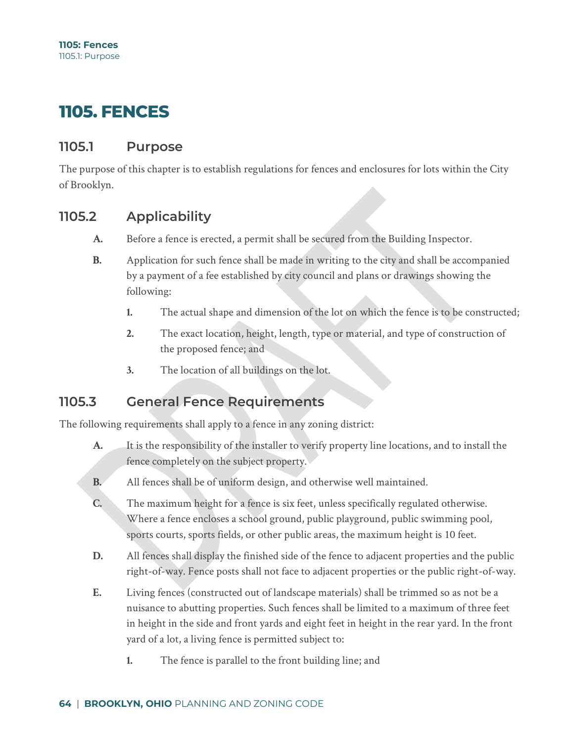# 1105. FENCES

## 1105.1 Purpose

The purpose of this chapter is to establish regulations for fences and enclosures for lots within the City of Brooklyn.

## 1105.2 Applicability

**A.** Before a fence is erected, a permit shall be secured from the Building Inspector.

**B.** Application for such fence shall be made in writing to the city and shall be accompanied by a payment of a fee established by city council and plans or drawings showing the following:

1. The actual shape and dimension of the lot on which the fence is to be constructed;
2. The exact location, height, length, type or material, and type of construction of the proposed fence; and
3. The location of all buildings on the lot.

## 1105.3 General Fence Requirements

The following requirements shall apply to a fence in any zoning district:

**A.** It is the responsibility of the installer to verify property line locations, and to install the fence completely on the subject property.

**B.** All fences shall be of uniform design, and otherwise well maintained.

**C.** The maximum height for a fence is six feet, unless specifically regulated otherwise. Where a fence encloses a school ground, public playground, public swimming pool, sports courts, sports fields, or other public areas, the maximum height is 10 feet.

**D.** All fences shall display the finished side of the fence to adjacent properties and the public right-of-way. Fence posts shall not face to adjacent properties or the public right-of-way.

**E.** Living fences (constructed out of landscape materials) shall be trimmed so as not be a nuisance to abutting properties. Such fences shall be limited to a maximum of three feet in height in the side and front yards and eight feet in height in the rear yard. In the front yard of a lot, a living fence is permitted subject to:

1. The fence is parallel to the front building line; and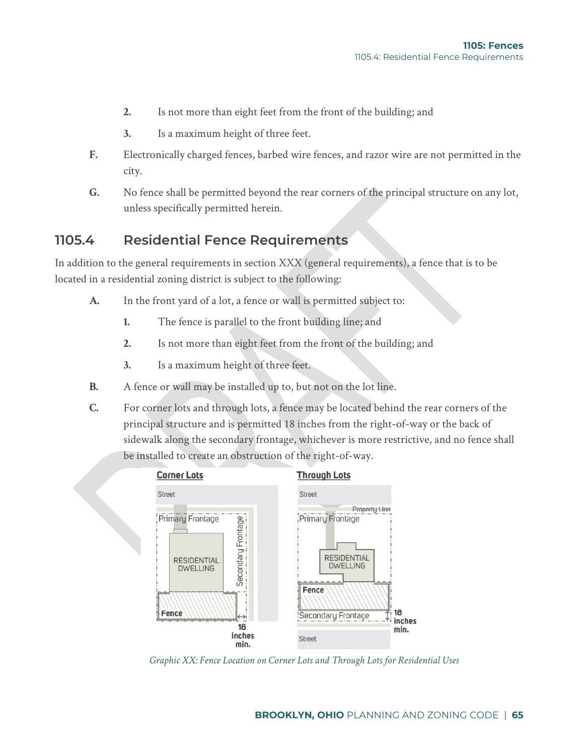2. Is not more than eight feet from the front of the building; and

3. Is a maximum height of three feet.

F. Electronically charged fences, barbed wire fences, and razor wire are not permitted in the city.

G. No fence shall be permitted beyond the rear corners of the principal structure on any lot, unless specifically permitted herein.

## 1105.4 Residential Fence Requirements

In addition to the general requirements in section XXX (general requirements), a fence that is to be located in a residential zoning district is subject to the following:

A. In the front yard of a lot, a fence or wall is permitted subject to:

1. The fence is parallel to the front building line; and

2. Is not more than eight feet from the front of the building; and

3. Is a maximum height of three feet.

B. A fence or wall may be installed up to, but not on the lot line.

C. For corner lots and through lots, a fence may be located behind the rear corners of the principal structure and is permitted 18 inches from the right-of-way or the back of sidewalk along the secondary frontage, whichever is more restrictive, and no fence shall be installed to create an obstruction of the right-of-way.

*Graphic XX: Fence Location on Corner Lots and Through Lots for Residential Uses*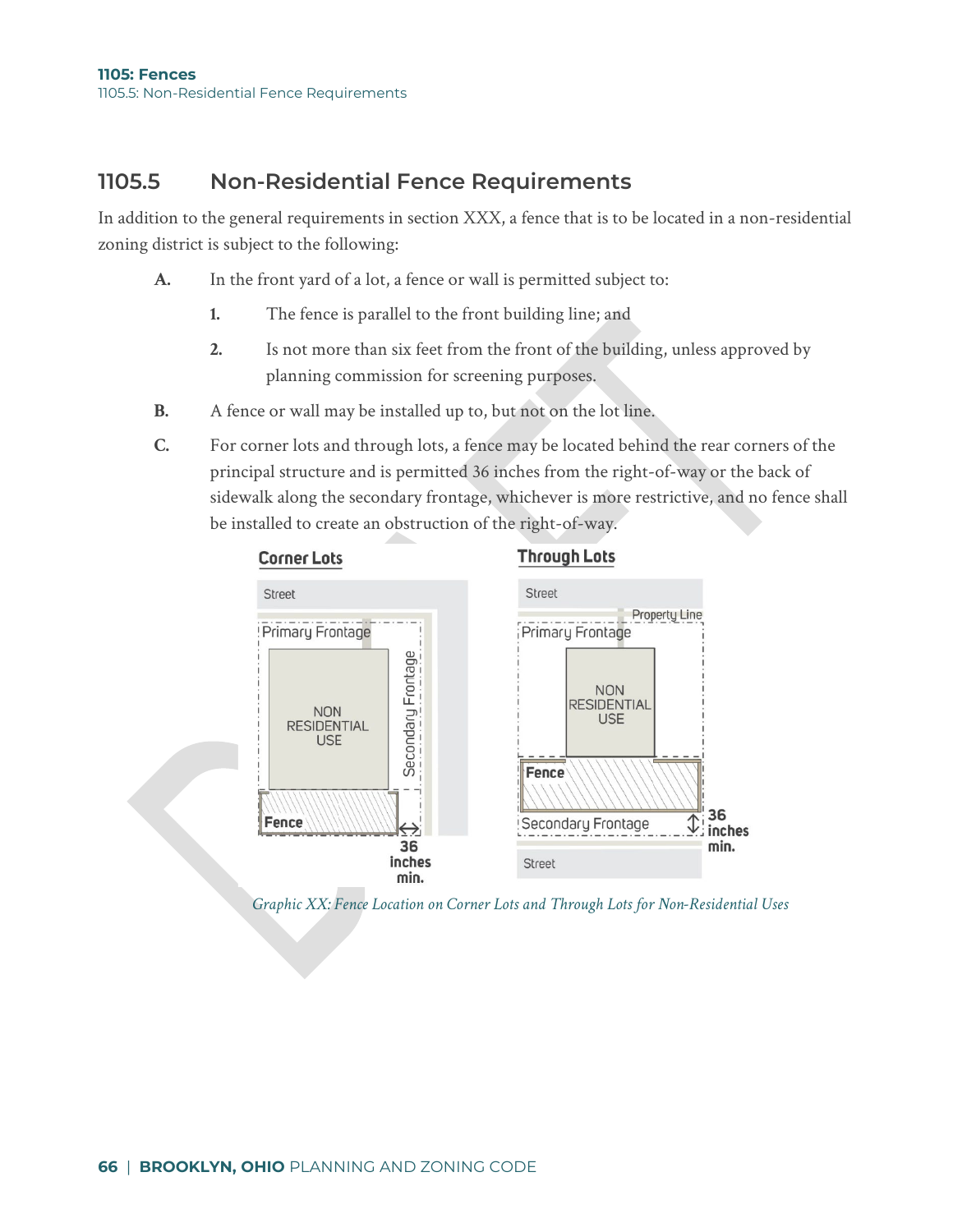## 1105.5 Non-Residential Fence Requirements

In addition to the general requirements in section XXX, a fence that is to be located in a non-residential zoning district is subject to the following:

**A.** In the front yard of a lot, a fence or wall is permitted subject to:

1. The fence is parallel to the front building line; and
2. Is not more than six feet from the front of the building, unless approved by planning commission for screening purposes.

**B.** A fence or wall may be installed up to, but not on the lot line.

**C.** For corner lots and through lots, a fence may be located behind the rear corners of the principal structure and is permitted 36 inches from the right-of-way or the back of sidewalk along the secondary frontage, whichever is more restrictive, and no fence shall be installed to create an obstruction of the right-of-way.

Corner Lots

Street

Primary Frontage

Secondary Frontage

NON RESIDENTIAL USE

Fence

36 inches min.

Through Lots

Street

Property Line

Primary Frontage

NON RESIDENTIAL USE

Fence

Secondary Frontage

36 inches min.

Street

*Graphic XX: Fence Location on Corner Lots and Through Lots for Non-Residential Uses*